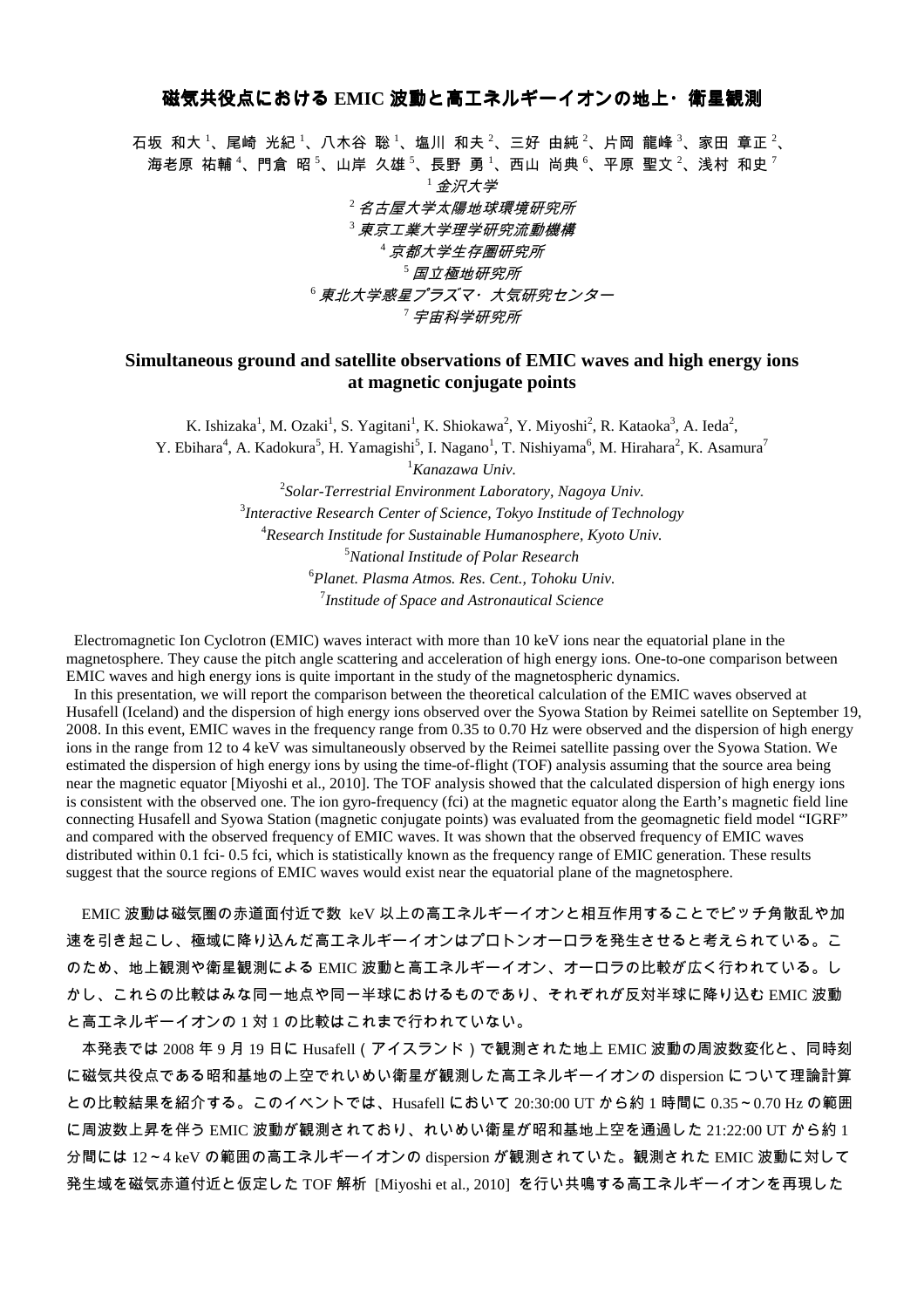# 磁気共役点における EMIC 波動と高エネルギーイオンの地上・衛星観測

石坂 和大[1]、尾崎 光紀[1]、八木谷 聡[1]、塩川 和夫[2]、三好 由純[2]、片岡 龍峰[3]、家田 章正[2]、海老原 祐輔[4]、門倉 昭[5]、山岸 久雄[5]、長野 勇[1]、西山 尚典[6]、平原 聖文[2]、浅村 和史[7]

[1] *金沢大学*
[2] *名古屋大学太陽地球環境研究所*
[3] *東京工業大学理学研究流動機構*
[4] *京都大学生存圏研究所*
[5] *国立極地研究所*
[6] *東北大学惑星プラズマ・大気研究センター*
[7] *宇宙科学研究所*

## Simultaneous ground and satellite observations of EMIC waves and high energy ions at magnetic conjugate points

K. Ishizaka[1], M. Ozaki[1], S. Yagitani[1], K. Shiokawa[2], Y. Miyoshi[2], R. Kataoka[3], A. Ieda[2], Y. Ebihara[4], A. Kadokura[5], H. Yamagishi[5], I. Nagano[1], T. Nishiyama[6], M. Hirahara[2], K. Asamura[7]

[1] *Kanazawa Univ.*
[2] *Solar-Terrestrial Environment Laboratory, Nagoya Univ.*
[3] *Interactive Research Center of Science, Tokyo Institude of Technology*
[4] *Research Institute for Sustainable Humanosphere, Kyoto Univ.*
[5] *National Institude of Polar Research*
[6] *Planet. Plasma Atmos. Res. Cent., Tohoku Univ.*
[7] *Institude of Space and Astronautical Science*

Electromagnetic Ion Cyclotron (EMIC) waves interact with more than 10 keV ions near the equatorial plane in the magnetosphere. They cause the pitch angle scattering and acceleration of high energy ions. One-to-one comparison between EMIC waves and high energy ions is quite important in the study of the magnetospheric dynamics.

In this presentation, we will report the comparison between the theoretical calculation of the EMIC waves observed at Husafell (Iceland) and the dispersion of high energy ions observed over the Syowa Station by Reimei satellite on September 19, 2008. In this event, EMIC waves in the frequency range from 0.35 to 0.70 Hz were observed and the dispersion of high energy ions in the range from 12 to 4 keV was simultaneously observed by the Reimei satellite passing over the Syowa Station. We estimated the dispersion of high energy ions by using the time-of-flight (TOF) analysis assuming that the source area being near the magnetic equator [Miyoshi et al., 2010]. The TOF analysis showed that the calculated dispersion of high energy ions is consistent with the observed one. The ion gyro-frequency (fci) at the magnetic equator along the Earth's magnetic field line connecting Husafell and Syowa Station (magnetic conjugate points) was evaluated from the geomagnetic field model "IGRF" and compared with the observed frequency of EMIC waves. It was shown that the observed frequency of EMIC waves distributed within 0.1 fci- 0.5 fci, which is statistically known as the frequency range of EMIC generation. These results suggest that the source regions of EMIC waves would exist near the equatorial plane of the magnetosphere.

EMIC 波動は磁気圏の赤道面付近で数 keV 以上の高エネルギーイオンと相互作用することでピッチ角散乱や加速を引き起こし、極域に降り込んだ高エネルギーイオンはプロトンオーロラを発生させると考えられている。このため、地上観測や衛星観測による EMIC 波動と高エネルギーイオン、オーロラの比較が広く行われている。しかし、これらの比較はみな同一地点や同一半球におけるものであり、それぞれが反対半球に降り込む EMIC 波動と高エネルギーイオンの 1 対 1 の比較はこれまで行われていない。

本発表では 2008 年 9 月 19 日に Husafell（アイスランド）で観測された地上 EMIC 波動の周波数変化と、同時刻に磁気共役点である昭和基地の上空でれいめい衛星が観測した高エネルギーイオンの dispersion について理論計算との比較結果を紹介する。このイベントでは、Husafell において 20:30:00 UT から約 1 時間に 0.35～0.70 Hz の範囲に周波数上昇を伴う EMIC 波動が観測されており、れいめい衛星が昭和基地上空を通過した 21:22:00 UT から約 1 分間には 12～4 keV の範囲の高エネルギーイオンの dispersion が観測されていた。観測された EMIC 波動に対して発生域を磁気赤道付近と仮定した TOF 解析 [Miyoshi et al., 2010] を行い共鳴する高エネルギーイオンを再現した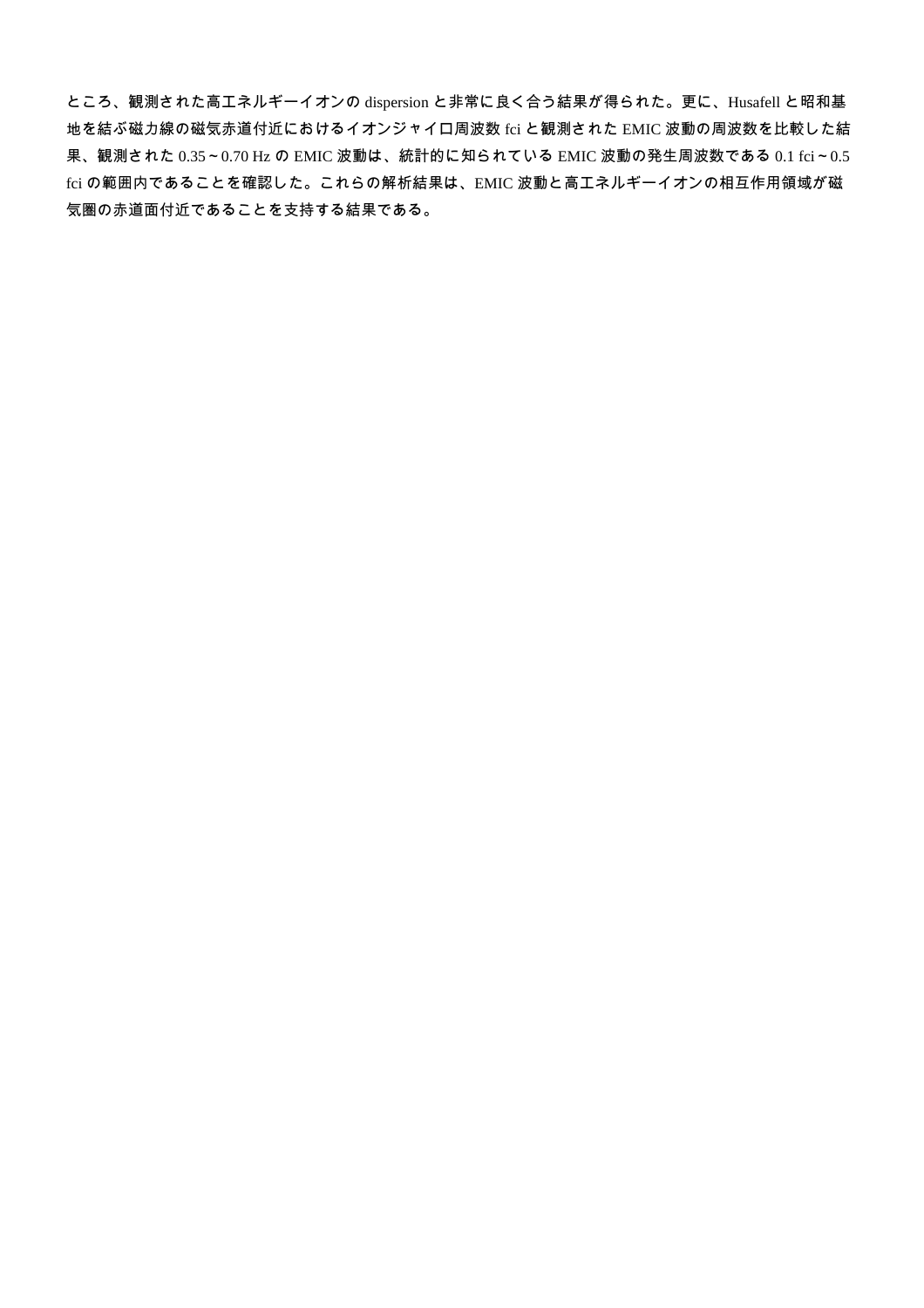ところ、観測された高エネルギーイオンの dispersion と非常に良く合う結果が得られた。更に、Husafell と昭和基地を結ぶ磁力線の磁気赤道付近におけるイオンジャイロ周波数 fci と観測された EMIC 波動の周波数を比較した結果、観測された 0.35～0.70 Hz の EMIC 波動は、統計的に知られている EMIC 波動の発生周波数である 0.1 fci～0.5 fci の範囲内であることを確認した。これらの解析結果は、EMIC 波動と高エネルギーイオンの相互作用領域が磁気圏の赤道面付近であることを支持する結果である。